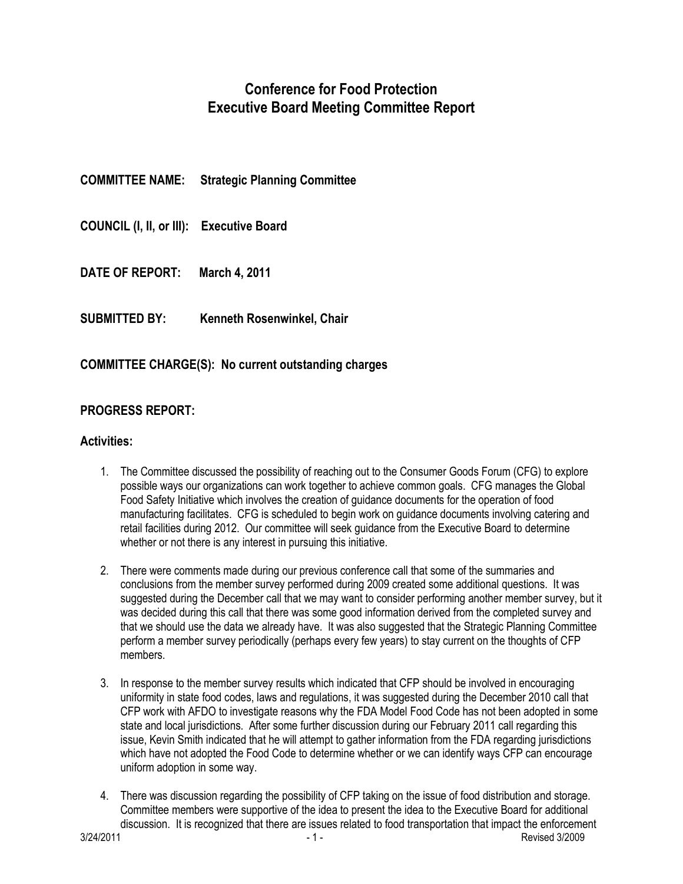# Conference for Food Protection
# Executive Board Meeting Committee Report

**COMMITTEE NAME: Strategic Planning Committee**

**COUNCIL (I, II, or III): Executive Board**

**DATE OF REPORT: March 4, 2011**

**SUBMITTED BY: Kenneth Rosenwinkel, Chair**

**COMMITTEE CHARGE(S): No current outstanding charges**

## PROGRESS REPORT:

### Activities:

1. The Committee discussed the possibility of reaching out to the Consumer Goods Forum (CFG) to explore possible ways our organizations can work together to achieve common goals. CFG manages the Global Food Safety Initiative which involves the creation of guidance documents for the operation of food manufacturing facilitates. CFG is scheduled to begin work on guidance documents involving catering and retail facilities during 2012. Our committee will seek guidance from the Executive Board to determine whether or not there is any interest in pursuing this initiative.

2. There were comments made during our previous conference call that some of the summaries and conclusions from the member survey performed during 2009 created some additional questions. It was suggested during the December call that we may want to consider performing another member survey, but it was decided during this call that there was some good information derived from the completed survey and that we should use the data we already have. It was also suggested that the Strategic Planning Committee perform a member survey periodically (perhaps every few years) to stay current on the thoughts of CFP members.

3. In response to the member survey results which indicated that CFP should be involved in encouraging uniformity in state food codes, laws and regulations, it was suggested during the December 2010 call that CFP work with AFDO to investigate reasons why the FDA Model Food Code has not been adopted in some state and local jurisdictions. After some further discussion during our February 2011 call regarding this issue, Kevin Smith indicated that he will attempt to gather information from the FDA regarding jurisdictions which have not adopted the Food Code to determine whether or we can identify ways CFP can encourage uniform adoption in some way.

4. There was discussion regarding the possibility of CFP taking on the issue of food distribution and storage. Committee members were supportive of the idea to present the idea to the Executive Board for additional discussion. It is recognized that there are issues related to food transportation that impact the enforcement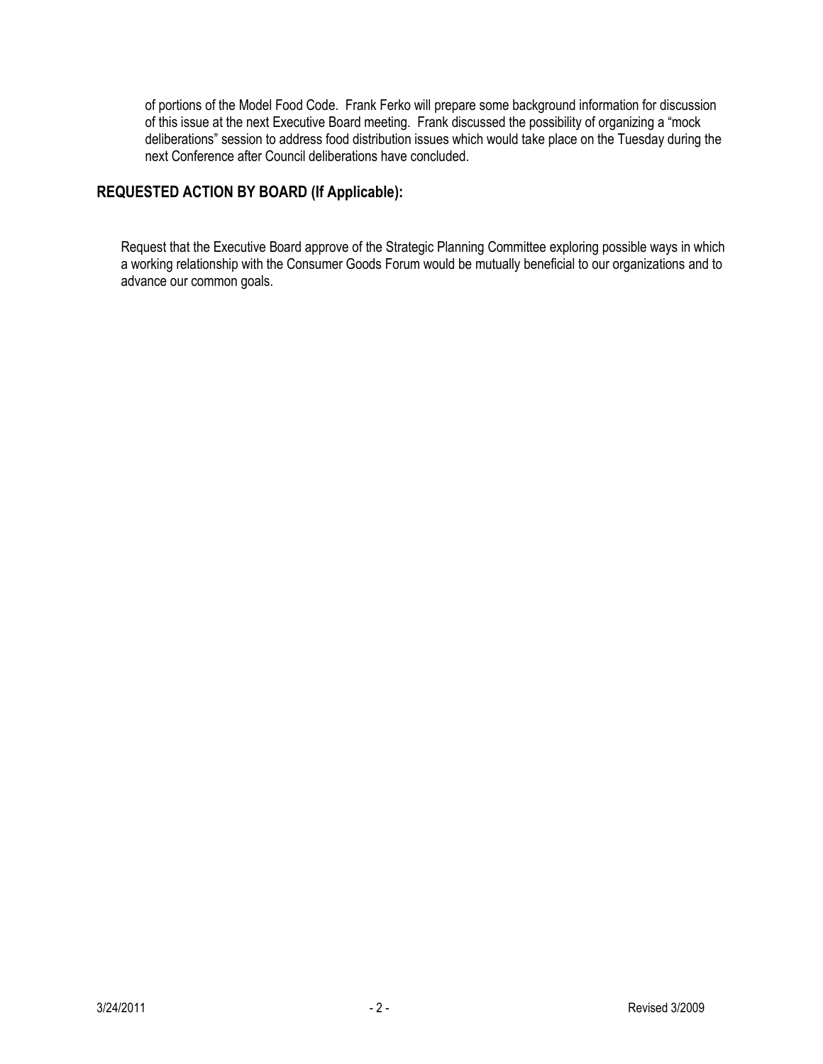of portions of the Model Food Code. Frank Ferko will prepare some background information for discussion of this issue at the next Executive Board meeting. Frank discussed the possibility of organizing a "mock deliberations" session to address food distribution issues which would take place on the Tuesday during the next Conference after Council deliberations have concluded.

## REQUESTED ACTION BY BOARD (If Applicable):

Request that the Executive Board approve of the Strategic Planning Committee exploring possible ways in which a working relationship with the Consumer Goods Forum would be mutually beneficial to our organizations and to advance our common goals.